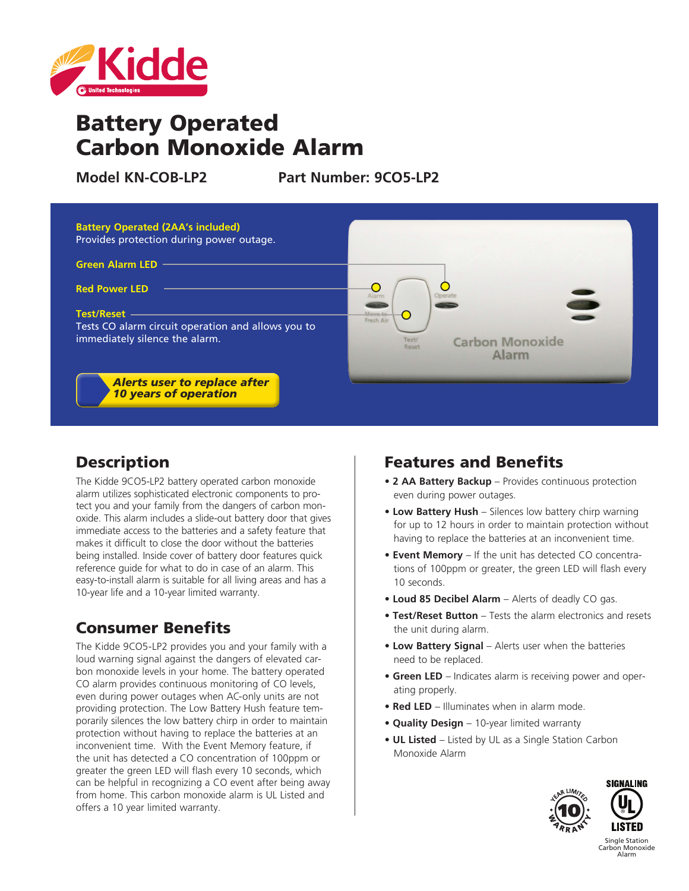# Battery Operated Carbon Monoxide Alarm

**Model KN-COB-LP2** **Part Number: 9CO5-LP2**

**Battery Operated (2AA's included)**
Provides protection during power outage.

**Green Alarm LED**

**Red Power LED**

**Test/Reset**
Tests CO alarm circuit operation and allows you to immediately silence the alarm.

***Alerts user to replace after 10 years of operation***

## Description

The Kidde 9CO5-LP2 battery operated carbon monoxide alarm utilizes sophisticated electronic components to protect you and your family from the dangers of carbon monoxide. This alarm includes a slide-out battery door that gives immediate access to the batteries and a safety feature that makes it difficult to close the door without the batteries being installed. Inside cover of battery door features quick reference guide for what to do in case of an alarm. This easy-to-install alarm is suitable for all living areas and has a 10-year life and a 10-year limited warranty.

## Consumer Benefits

The Kidde 9CO5-LP2 provides you and your family with a loud warning signal against the dangers of elevated carbon monoxide levels in your home. The battery operated CO alarm provides continuous monitoring of CO levels, even during power outages when AC-only units are not providing protection. The Low Battery Hush feature temporarily silences the low battery chirp in order to maintain protection without having to replace the batteries at an inconvenient time. With the Event Memory feature, if the unit has detected a CO concentration of 100ppm or greater the green LED will flash every 10 seconds, which can be helpful in recognizing a CO event after being away from home. This carbon monoxide alarm is UL Listed and offers a 10 year limited warranty.

## Features and Benefits

- **2 AA Battery Backup** – Provides continuous protection even during power outages.
- **Low Battery Hush** – Silences low battery chirp warning for up to 12 hours in order to maintain protection without having to replace the batteries at an inconvenient time.
- **Event Memory** – If the unit has detected CO concentrations of 100ppm or greater, the green LED will flash every 10 seconds.
- **Loud 85 Decibel Alarm** – Alerts of deadly CO gas.
- **Test/Reset Button** – Tests the alarm electronics and resets the unit during alarm.
- **Low Battery Signal** – Alerts user when the batteries need to be replaced.
- **Green LED** – Indicates alarm is receiving power and operating properly.
- **Red LED** – Illuminates when in alarm mode.
- **Quality Design** – 10-year limited warranty
- **UL Listed** – Listed by UL as a Single Station Carbon Monoxide Alarm

10 Year Limited Warranty

SIGNALING UL LISTED
Single Station Carbon Monoxide Alarm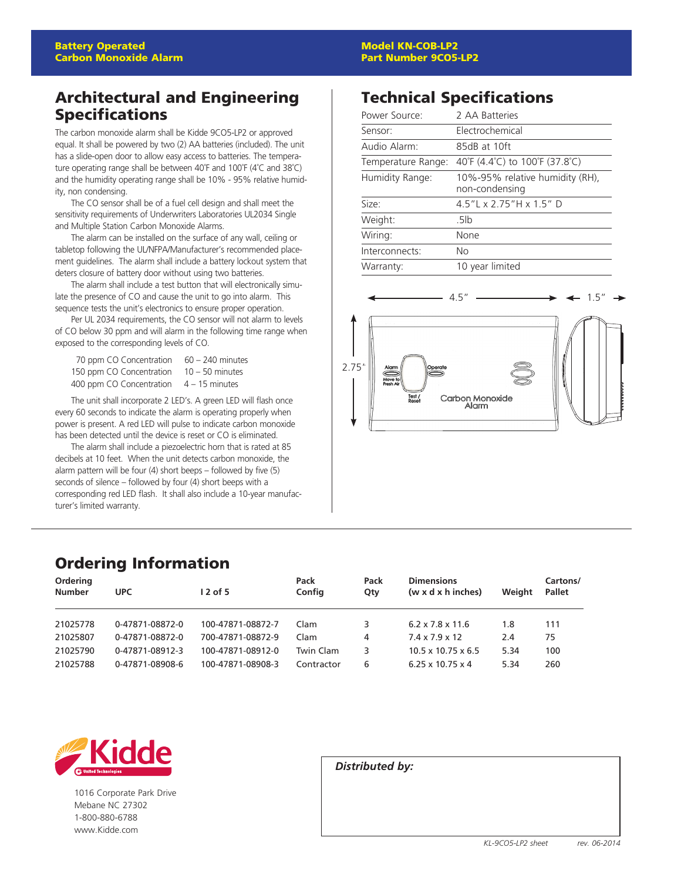**Battery Operated**
**Carbon Monoxide Alarm**

**Model KN-COB-LP2**
**Part Number 9CO5-LP2**

## Architectural and Engineering Specifications

The carbon monoxide alarm shall be Kidde 9CO5-LP2 or approved equal. It shall be powered by two (2) AA batteries (included). The unit has a slide-open door to allow easy access to batteries. The temperature operating range shall be between 40˚F and 100˚F (4˚C and 38˚C) and the humidity operating range shall be 10% - 95% relative humidity, non condensing.

The CO sensor shall be of a fuel cell design and shall meet the sensitivity requirements of Underwriters Laboratories UL2034 Single and Multiple Station Carbon Monoxide Alarms.

The alarm can be installed on the surface of any wall, ceiling or tabletop following the UL/NFPA/Manufacturer's recommended placement guidelines. The alarm shall include a battery lockout system that deters closure of battery door without using two batteries.

The alarm shall include a test button that will electronically simulate the presence of CO and cause the unit to go into alarm. This sequence tests the unit's electronics to ensure proper operation.

Per UL 2034 requirements, the CO sensor will not alarm to levels of CO below 30 ppm and will alarm in the following time range when exposed to the corresponding levels of CO.

| | |
|---|---|
| 70 ppm CO Concentration | 60 – 240 minutes |
| 150 ppm CO Concentration | 10 – 50 minutes |
| 400 ppm CO Concentration | 4 – 15 minutes |

The unit shall incorporate 2 LED's. A green LED will flash once every 60 seconds to indicate the alarm is operating properly when power is present. A red LED will pulse to indicate carbon monoxide has been detected until the device is reset or CO is eliminated.

The alarm shall include a piezoelectric horn that is rated at 85 decibels at 10 feet. When the unit detects carbon monoxide, the alarm pattern will be four (4) short beeps – followed by five (5) seconds of silence – followed by four (4) short beeps with a corresponding red LED flash. It shall also include a 10-year manufacturer's limited warranty.

## Technical Specifications

| | |
|---|---|
| Power Source: | 2 AA Batteries |
| Sensor: | Electrochemical |
| Audio Alarm: | 85dB at 10ft |
| Temperature Range: | 40˚F (4.4˚C) to 100˚F (37.8˚C) |
| Humidity Range: | 10%-95% relative humidity (RH), non-condensing |
| Size: | 4.5"L x 2.75"H x 1.5" D |
| Weight: | .5lb |
| Wiring: | None |
| Interconnects: | No |
| Warranty: | 10 year limited |

4.5"
1.5"
2.75"
Alarm
Move to Fresh Air
Operate
Test / Reset
Carbon Monoxide Alarm

## Ordering Information

| Ordering Number | UPC | I 2 of 5 | Pack Config | Pack Qty | Dimensions (w x d x h inches) | Weight | Cartons/ Pallet |
|---|---|---|---|---|---|---|---|
| 21025778 | 0-47871-08872-0 | 100-47871-08872-7 | Clam | 3 | 6.2 x 7.8 x 11.6 | 1.8 | 111 |
| 21025807 | 0-47871-08872-0 | 700-47871-08872-9 | Clam | 4 | 7.4 x 7.9 x 12 | 2.4 | 75 |
| 21025790 | 0-47871-08912-3 | 100-47871-08912-0 | Twin Clam | 3 | 10.5 x 10.75 x 6.5 | 5.34 | 100 |
| 21025788 | 0-47871-08908-6 | 100-47871-08908-3 | Contractor | 6 | 6.25 x 10.75 x 4 | 5.34 | 260 |

Kidde
United Technologies

1016 Corporate Park Drive
Mebane NC 27302
1-800-880-6788
www.Kidde.com

*Distributed by:*

*KL-9CO5-LP2 sheet* *rev. 06-2014*